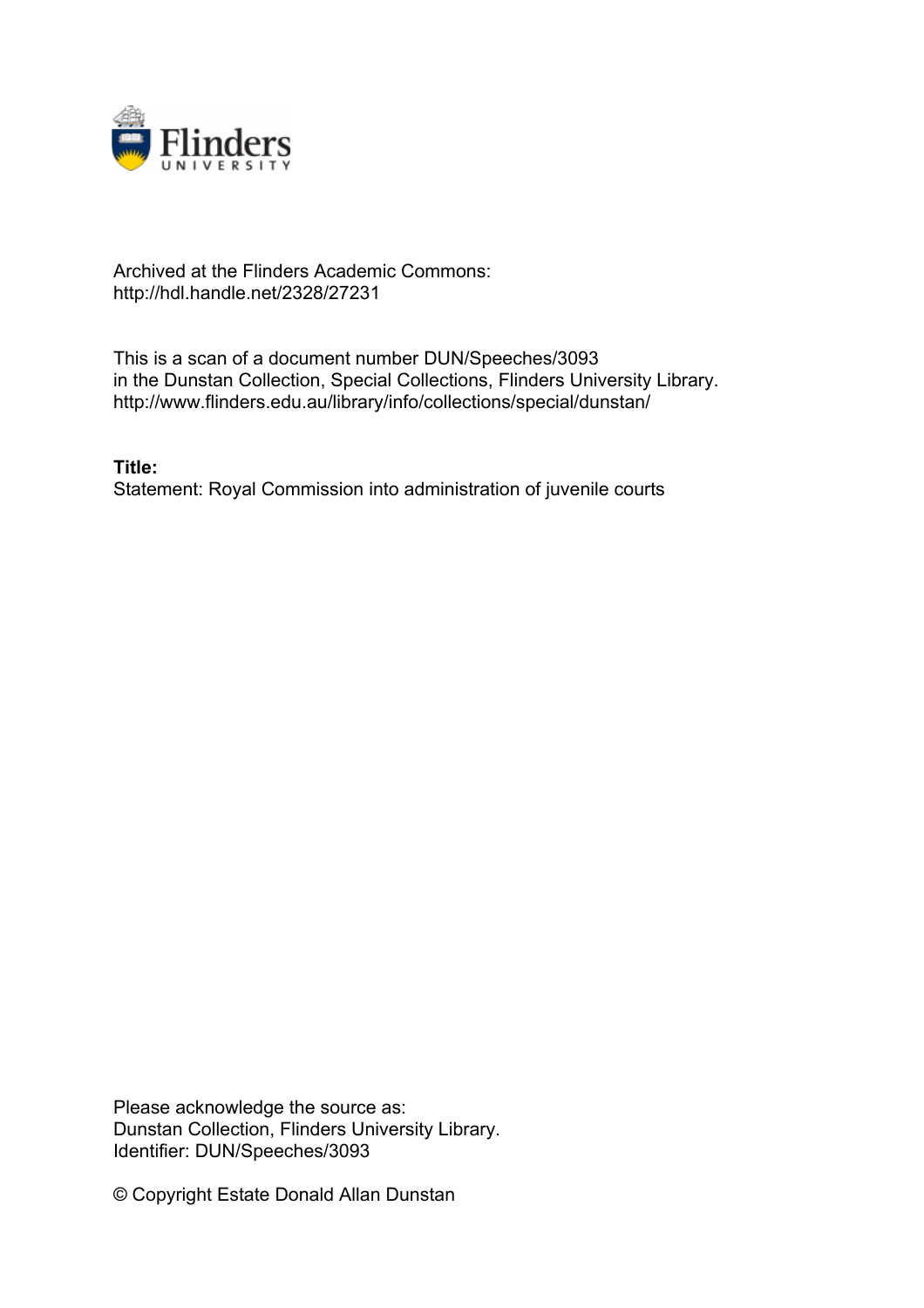Archived at the Flinders Academic Commons:
http://hdl.handle.net/2328/27231

This is a scan of a document number DUN/Speeches/3093
in the Dunstan Collection, Special Collections, Flinders University Library.
http://www.flinders.edu.au/library/info/collections/special/dunstan/

**Title:**
Statement: Royal Commission into administration of juvenile courts

Please acknowledge the source as:
Dunstan Collection, Flinders University Library.
Identifier: DUN/Speeches/3093

© Copyright Estate Donald Allan Dunstan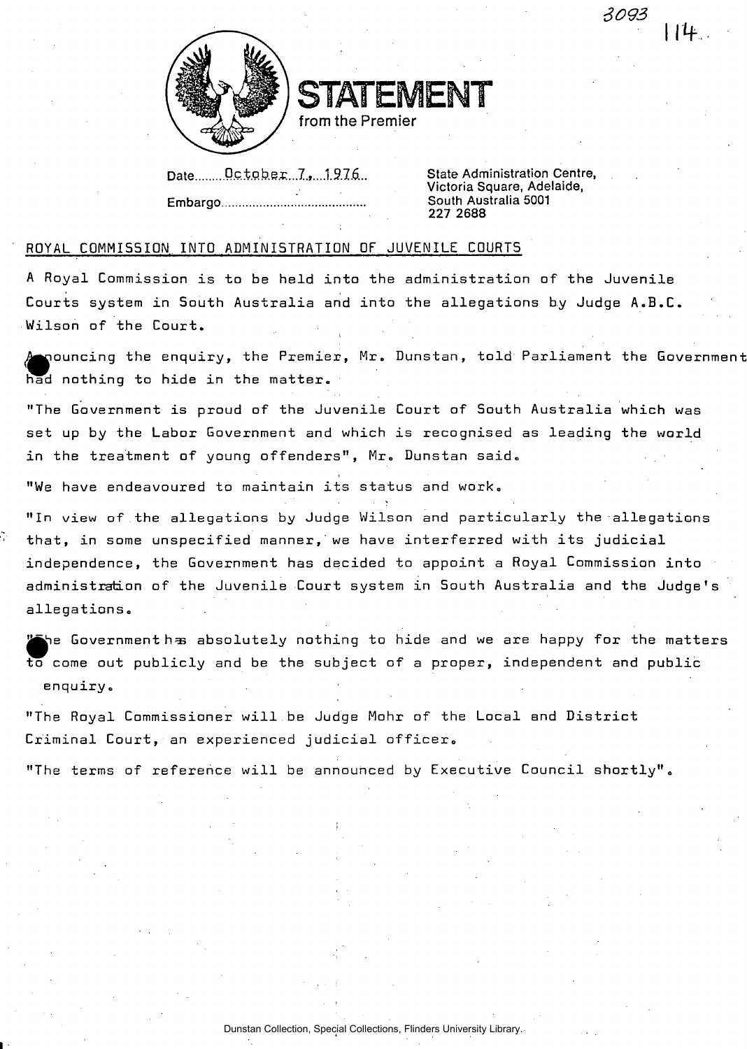# STATEMENT
from the Premier

Date......October 7, 1976..

Embargo..........................................

State Administration Centre,
Victoria Square, Adelaide,
South Australia 5001
227 2688

## ROYAL COMMISSION INTO ADMINISTRATION OF JUVENILE COURTS

A Royal Commission is to be held into the administration of the Juvenile Courts system in South Australia and into the allegations by Judge A.B.C. Wilson of the Court.

Announcing the enquiry, the Premier, Mr. Dunstan, told Parliament the Government had nothing to hide in the matter.

"The Government is proud of the Juvenile Court of South Australia which was set up by the Labor Government and which is recognised as leading the world in the treatment of young offenders", Mr. Dunstan said.

"We have endeavoured to maintain its status and work.

"In view of the allegations by Judge Wilson and particularly the allegations that, in some unspecified manner, we have interferred with its judicial independence, the Government has decided to appoint a Royal Commission into administration of the Juvenile Court system in South Australia and the Judge's allegations.

"The Government has absolutely nothing to hide and we are happy for the matters to come out publicly and be the subject of a proper, independent and public enquiry.

"The Royal Commissioner will be Judge Mohr of the Local and District Criminal Court, an experienced judicial officer.

"The terms of reference will be announced by Executive Council shortly".

Dunstan Collection, Special Collections, Flinders University Library.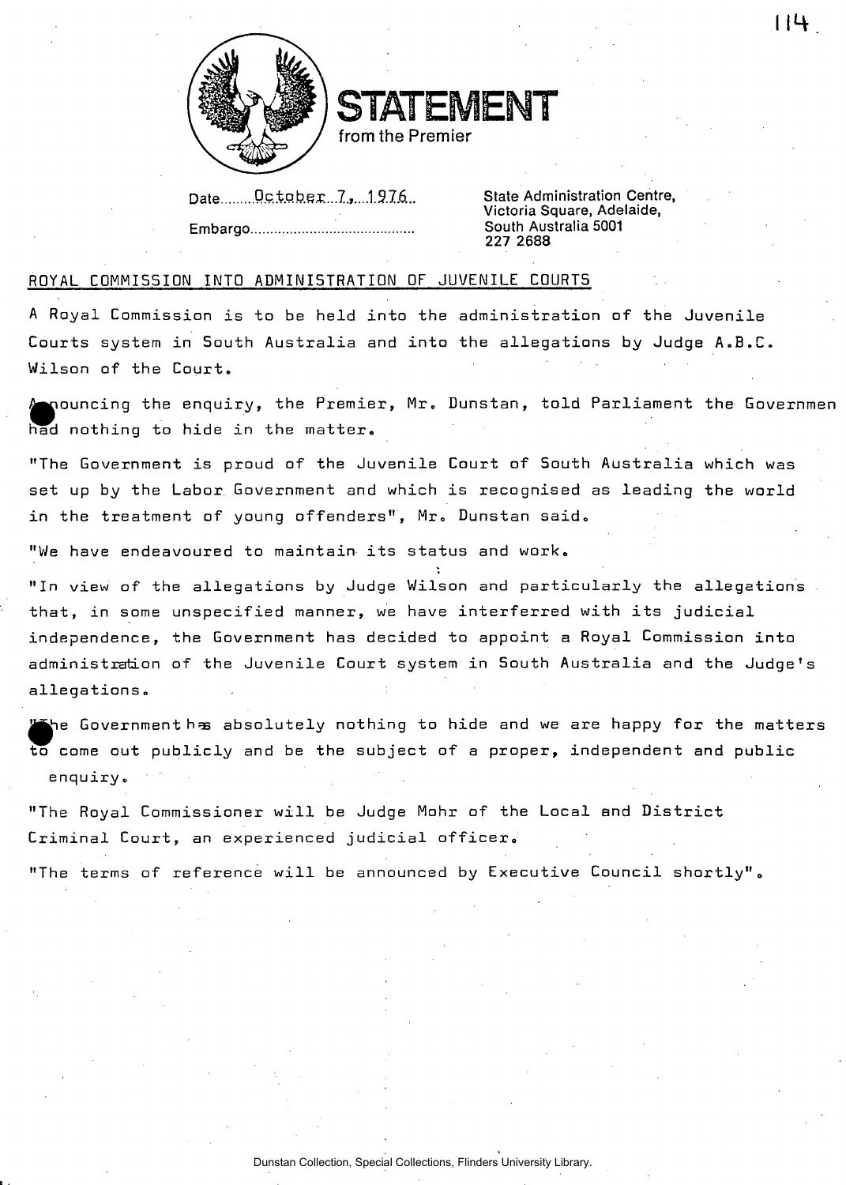# STATEMENT
from the Premier

Date October 7, 1976

Embargo

State Administration Centre,
Victoria Square, Adelaide,
South Australia 5001
227 2688

## ROYAL COMMISSION INTO ADMINISTRATION OF JUVENILE COURTS

A Royal Commission is to be held into the administration of the Juvenile Courts system in South Australia and into the allegations by Judge A.B.C. Wilson of the Court.

Announcing the enquiry, the Premier, Mr. Dunstan, told Parliament the Government had nothing to hide in the matter.

"The Government is proud of the Juvenile Court of South Australia which was set up by the Labor Government and which is recognised as leading the world in the treatment of young offenders", Mr. Dunstan said.

"We have endeavoured to maintain its status and work.

"In view of the allegations by Judge Wilson and particularly the allegations that, in some unspecified manner, we have interferred with its judicial independence, the Government has decided to appoint a Royal Commission into administration of the Juvenile Court system in South Australia and the Judge's allegations.

"The Government has absolutely nothing to hide and we are happy for the matters to come out publicly and be the subject of a proper, independent and public enquiry.

"The Royal Commissioner will be Judge Mohr of the Local and District Criminal Court, an experienced judicial officer.

"The terms of reference will be announced by Executive Council shortly".